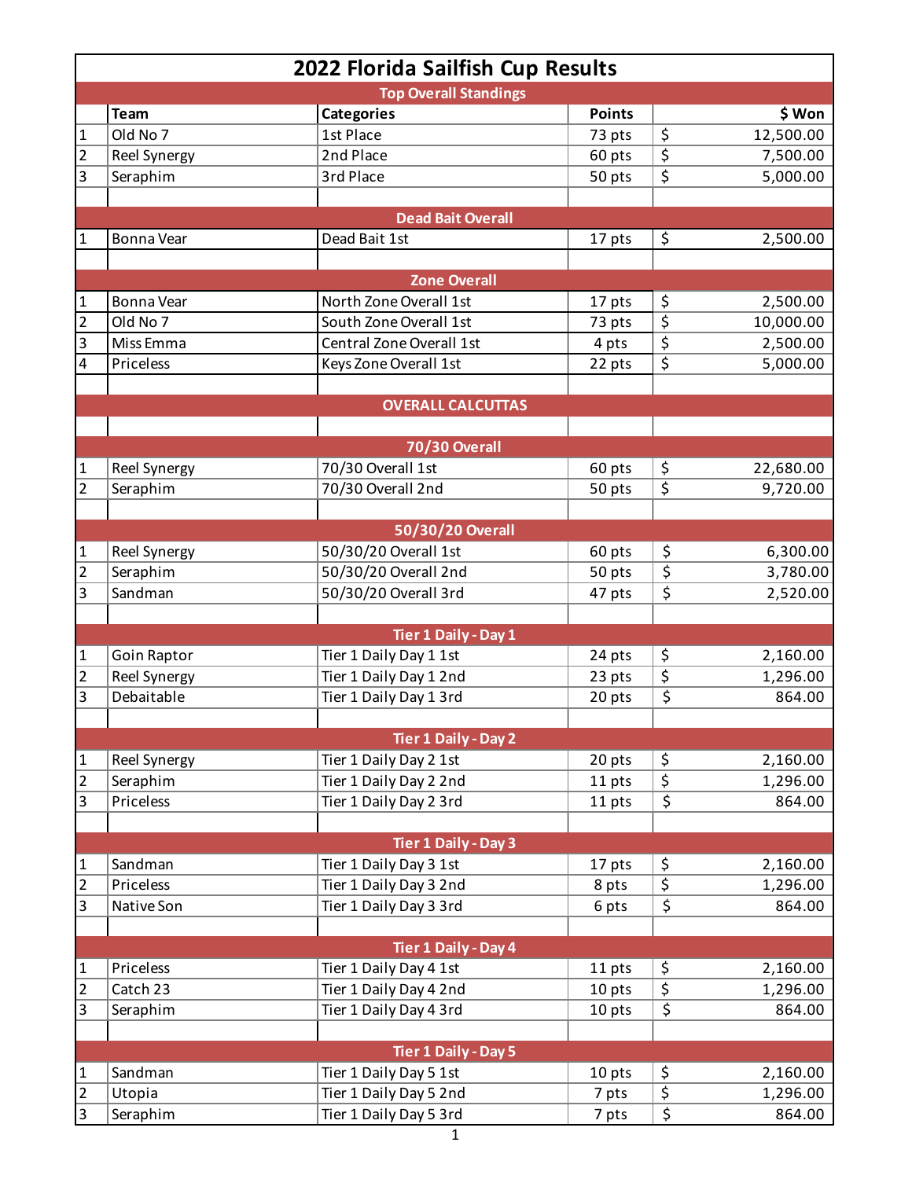# 2022 Florida Sailfish Cup Results

| | Team | Categories | Points | $ Won |
|---|---|---|---|---|
| | **Top Overall Standings** | | | |
| 1 | Old No 7 | 1st Place | 73 pts | $ 12,500.00 |
| 2 | Reel Synergy | 2nd Place | 60 pts | $ 7,500.00 |
| 3 | Seraphim | 3rd Place | 50 pts | $ 5,000.00 |
| | | | | |
| | **Dead Bait Overall** | | | |
| 1 | Bonna Vear | Dead Bait 1st | 17 pts | $ 2,500.00 |
| | | | | |
| | **Zone Overall** | | | |
| 1 | Bonna Vear | North Zone Overall 1st | 17 pts | $ 2,500.00 |
| 2 | Old No 7 | South Zone Overall 1st | 73 pts | $ 10,000.00 |
| 3 | Miss Emma | Central Zone Overall 1st | 4 pts | $ 2,500.00 |
| 4 | Priceless | Keys Zone Overall 1st | 22 pts | $ 5,000.00 |
| | | | | |
| | **OVERALL CALCUTTAS** | | | |
| | | | | |
| | **70/30 Overall** | | | |
| 1 | Reel Synergy | 70/30 Overall 1st | 60 pts | $ 22,680.00 |
| 2 | Seraphim | 70/30 Overall 2nd | 50 pts | $ 9,720.00 |
| | | | | |
| | **50/30/20 Overall** | | | |
| 1 | Reel Synergy | 50/30/20 Overall 1st | 60 pts | $ 6,300.00 |
| 2 | Seraphim | 50/30/20 Overall 2nd | 50 pts | $ 3,780.00 |
| 3 | Sandman | 50/30/20 Overall 3rd | 47 pts | $ 2,520.00 |
| | | | | |
| | **Tier 1 Daily - Day 1** | | | |
| 1 | Goin Raptor | Tier 1 Daily Day 1 1st | 24 pts | $ 2,160.00 |
| 2 | Reel Synergy | Tier 1 Daily Day 1 2nd | 23 pts | $ 1,296.00 |
| 3 | Debaitable | Tier 1 Daily Day 1 3rd | 20 pts | $ 864.00 |
| | | | | |
| | **Tier 1 Daily - Day 2** | | | |
| 1 | Reel Synergy | Tier 1 Daily Day 2 1st | 20 pts | $ 2,160.00 |
| 2 | Seraphim | Tier 1 Daily Day 2 2nd | 11 pts | $ 1,296.00 |
| 3 | Priceless | Tier 1 Daily Day 2 3rd | 11 pts | $ 864.00 |
| | | | | |
| | **Tier 1 Daily - Day 3** | | | |
| 1 | Sandman | Tier 1 Daily Day 3 1st | 17 pts | $ 2,160.00 |
| 2 | Priceless | Tier 1 Daily Day 3 2nd | 8 pts | $ 1,296.00 |
| 3 | Native Son | Tier 1 Daily Day 3 3rd | 6 pts | $ 864.00 |
| | | | | |
| | **Tier 1 Daily - Day 4** | | | |
| 1 | Priceless | Tier 1 Daily Day 4 1st | 11 pts | $ 2,160.00 |
| 2 | Catch 23 | Tier 1 Daily Day 4 2nd | 10 pts | $ 1,296.00 |
| 3 | Seraphim | Tier 1 Daily Day 4 3rd | 10 pts | $ 864.00 |
| | | | | |
| | **Tier 1 Daily - Day 5** | | | |
| 1 | Sandman | Tier 1 Daily Day 5 1st | 10 pts | $ 2,160.00 |
| 2 | Utopia | Tier 1 Daily Day 5 2nd | 7 pts | $ 1,296.00 |
| 3 | Seraphim | Tier 1 Daily Day 5 3rd | 7 pts | $ 864.00 |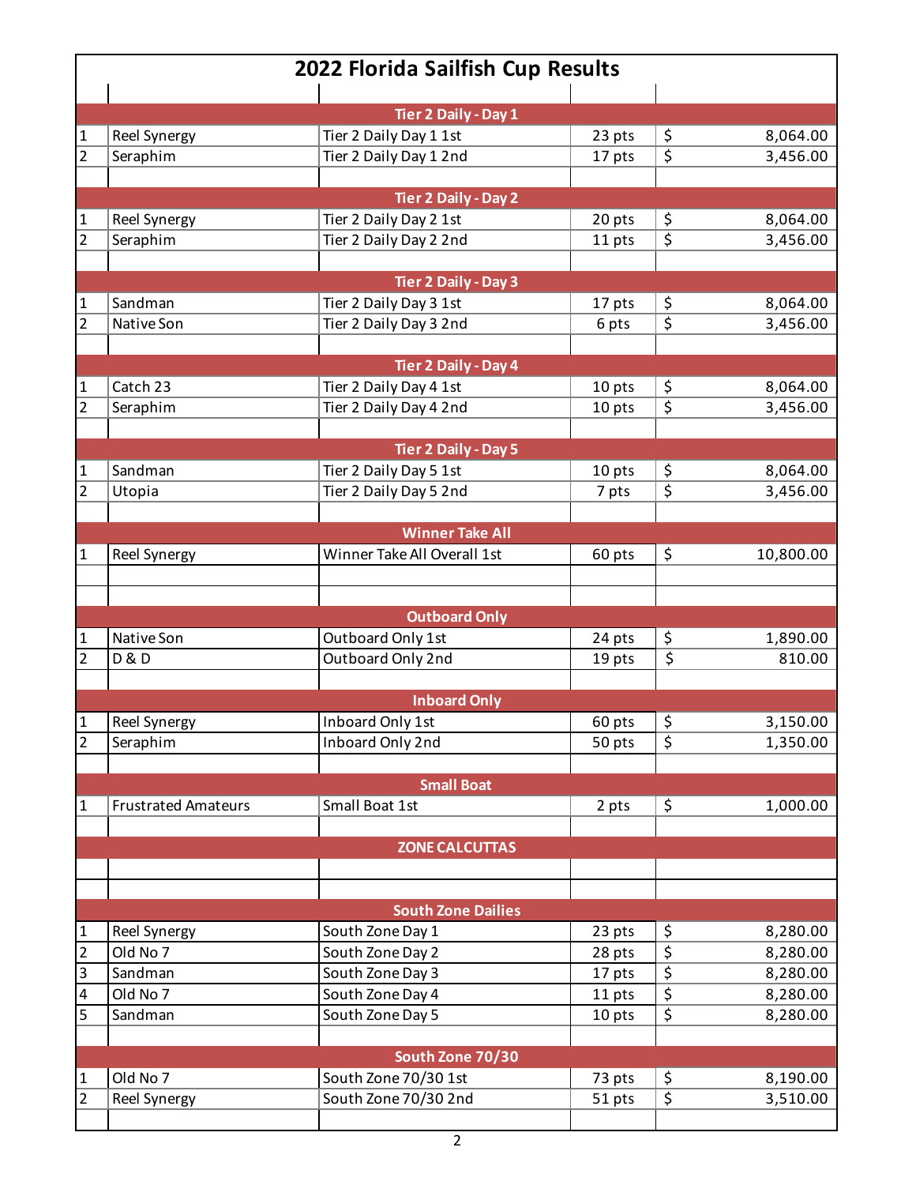# 2022 Florida Sailfish Cup Results

| | | | | |
|---|---|---|---|---|
| | | **Tier 2 Daily - Day 1** | | |
| 1 | Reel Synergy | Tier 2 Daily Day 1 1st | 23 pts | $ 8,064.00 |
| 2 | Seraphim | Tier 2 Daily Day 1 2nd | 17 pts | $ 3,456.00 |
| | | **Tier 2 Daily - Day 2** | | |
| 1 | Reel Synergy | Tier 2 Daily Day 2 1st | 20 pts | $ 8,064.00 |
| 2 | Seraphim | Tier 2 Daily Day 2 2nd | 11 pts | $ 3,456.00 |
| | | **Tier 2 Daily - Day 3** | | |
| 1 | Sandman | Tier 2 Daily Day 3 1st | 17 pts | $ 8,064.00 |
| 2 | Native Son | Tier 2 Daily Day 3 2nd | 6 pts | $ 3,456.00 |
| | | **Tier 2 Daily - Day 4** | | |
| 1 | Catch 23 | Tier 2 Daily Day 4 1st | 10 pts | $ 8,064.00 |
| 2 | Seraphim | Tier 2 Daily Day 4 2nd | 10 pts | $ 3,456.00 |
| | | **Tier 2 Daily - Day 5** | | |
| 1 | Sandman | Tier 2 Daily Day 5 1st | 10 pts | $ 8,064.00 |
| 2 | Utopia | Tier 2 Daily Day 5 2nd | 7 pts | $ 3,456.00 |
| | | **Winner Take All** | | |
| 1 | Reel Synergy | Winner Take All Overall 1st | 60 pts | $ 10,800.00 |
| | | **Outboard Only** | | |
| 1 | Native Son | Outboard Only 1st | 24 pts | $ 1,890.00 |
| 2 | D & D | Outboard Only 2nd | 19 pts | $ 810.00 |
| | | **Inboard Only** | | |
| 1 | Reel Synergy | Inboard Only 1st | 60 pts | $ 3,150.00 |
| 2 | Seraphim | Inboard Only 2nd | 50 pts | $ 1,350.00 |
| | | **Small Boat** | | |
| 1 | Frustrated Amateurs | Small Boat 1st | 2 pts | $ 1,000.00 |
| | | **ZONE CALCUTTAS** | | |
| | | **South Zone Dailies** | | |
| 1 | Reel Synergy | South Zone Day 1 | 23 pts | $ 8,280.00 |
| 2 | Old No 7 | South Zone Day 2 | 28 pts | $ 8,280.00 |
| 3 | Sandman | South Zone Day 3 | 17 pts | $ 8,280.00 |
| 4 | Old No 7 | South Zone Day 4 | 11 pts | $ 8,280.00 |
| 5 | Sandman | South Zone Day 5 | 10 pts | $ 8,280.00 |
| | | **South Zone 70/30** | | |
| 1 | Old No 7 | South Zone 70/30 1st | 73 pts | $ 8,190.00 |
| 2 | Reel Synergy | South Zone 70/30 2nd | 51 pts | $ 3,510.00 |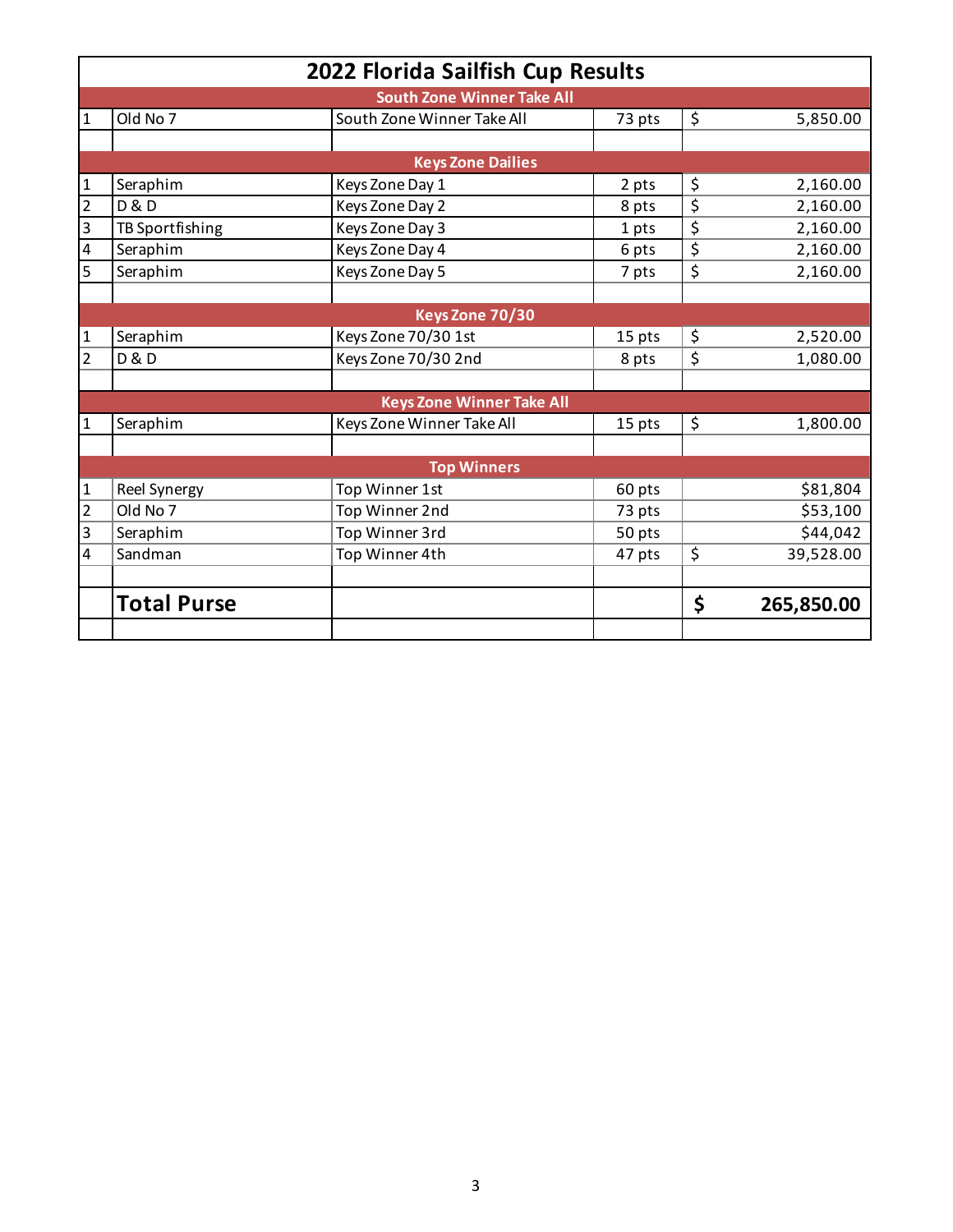# 2022 Florida Sailfish Cup Results

| | | | | |
|---|---|---|---|---|
| **South Zone Winner Take All** | | | | |
| 1 | Old No 7 | South Zone Winner Take All | 73 pts | $ 5,850.00 |
| | | | | |
| **Keys Zone Dailies** | | | | |
| 1 | Seraphim | Keys Zone Day 1 | 2 pts | $ 2,160.00 |
| 2 | D & D | Keys Zone Day 2 | 8 pts | $ 2,160.00 |
| 3 | TB Sportfishing | Keys Zone Day 3 | 1 pts | $ 2,160.00 |
| 4 | Seraphim | Keys Zone Day 4 | 6 pts | $ 2,160.00 |
| 5 | Seraphim | Keys Zone Day 5 | 7 pts | $ 2,160.00 |
| | | | | |
| **Keys Zone 70/30** | | | | |
| 1 | Seraphim | Keys Zone 70/30 1st | 15 pts | $ 2,520.00 |
| 2 | D & D | Keys Zone 70/30 2nd | 8 pts | $ 1,080.00 |
| | | | | |
| **Keys Zone Winner Take All** | | | | |
| 1 | Seraphim | Keys Zone Winner Take All | 15 pts | $ 1,800.00 |
| | | | | |
| **Top Winners** | | | | |
| 1 | Reel Synergy | Top Winner 1st | 60 pts | $81,804 |
| 2 | Old No 7 | Top Winner 2nd | 73 pts | $53,100 |
| 3 | Seraphim | Top Winner 3rd | 50 pts | $44,042 |
| 4 | Sandman | Top Winner 4th | 47 pts | $ 39,528.00 |
| | | | | |
| | **Total Purse** | | | **$ 265,850.00** |
| | | | | |